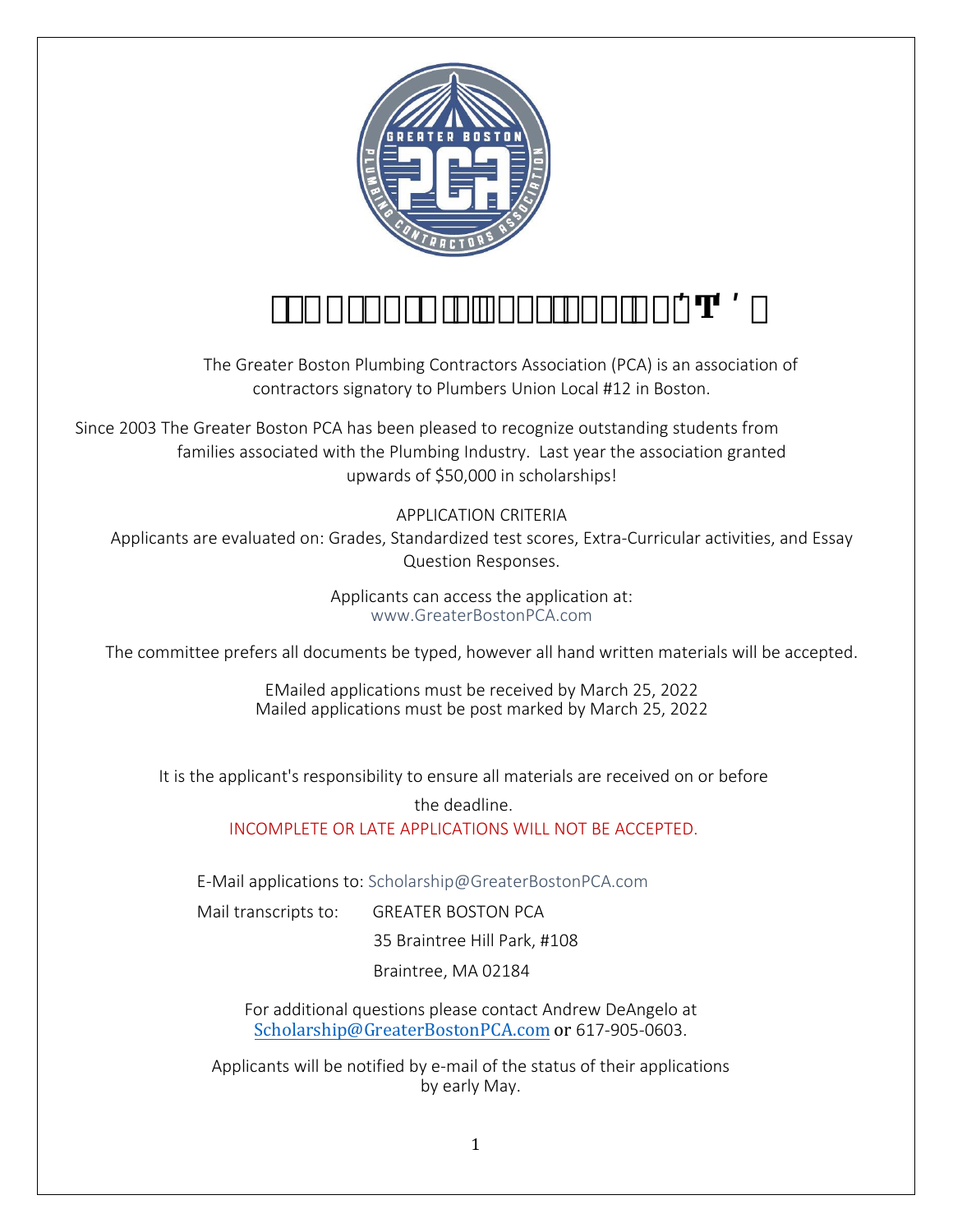The Greater Boston Plumbing Contractors Association (PCA) is an association of contractors signatory to Plumbers Union Local #12 in Boston.

Since 2003 The Greater Boston PCA has been pleased to recognize outstanding students from families associated with the Plumbing Industry. Last year the association granted upwards of $50,000 in scholarships!

APPLICATION CRITERIA

Applicants are evaluated on: Grades, Standardized test scores, Extra-Curricular activities, and Essay Question Responses.

Applicants can access the application at:
www.GreaterBostonPCA.com

The committee prefers all documents be typed, however all hand written materials will be accepted.

EMailed applications must be received by March 25, 2022
Mailed applications must be post marked by March 25, 2022

It is the applicant's responsibility to ensure all materials are received on or before the deadline.

INCOMPLETE OR LATE APPLICATIONS WILL NOT BE ACCEPTED.

E-Mail applications to: Scholarship@GreaterBostonPCA.com

Mail transcripts to: GREATER BOSTON PCA
35 Braintree Hill Park, #108
Braintree, MA 02184

For additional questions please contact Andrew DeAngelo at Scholarship@GreaterBostonPCA.com or 617-905-0603.

Applicants will be notified by e-mail of the status of their applications by early May.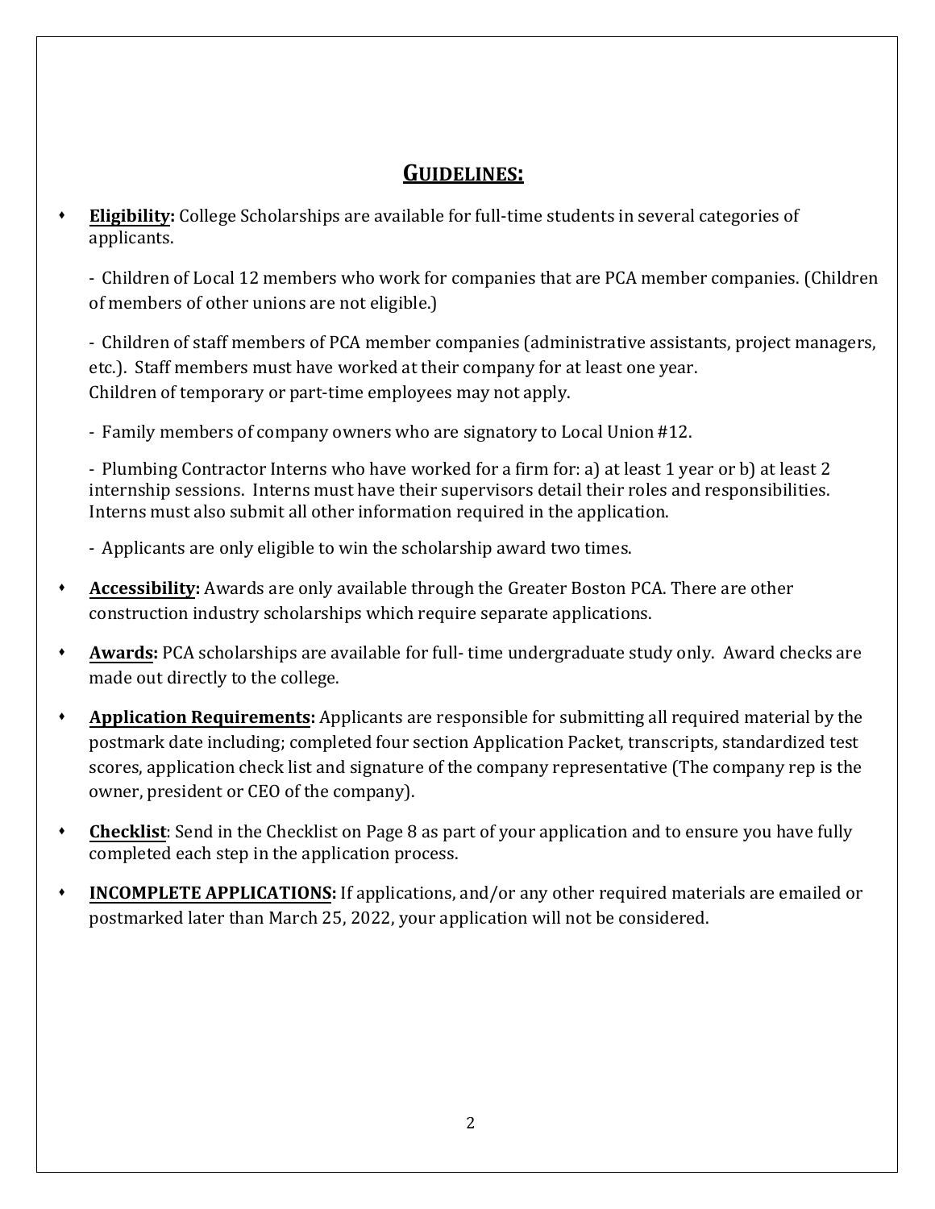## GUIDELINES:

- **Eligibility:** College Scholarships are available for full-time students in several categories of applicants.

  - Children of Local 12 members who work for companies that are PCA member companies. (Children of members of other unions are not eligible.)

  - Children of staff members of PCA member companies (administrative assistants, project managers, etc.). Staff members must have worked at their company for at least one year. Children of temporary or part-time employees may not apply.

  - Family members of company owners who are signatory to Local Union #12.

  - Plumbing Contractor Interns who have worked for a firm for: a) at least 1 year or b) at least 2 internship sessions. Interns must have their supervisors detail their roles and responsibilities. Interns must also submit all other information required in the application.

  - Applicants are only eligible to win the scholarship award two times.

- **Accessibility:** Awards are only available through the Greater Boston PCA. There are other construction industry scholarships which require separate applications.

- **Awards:** PCA scholarships are available for full- time undergraduate study only. Award checks are made out directly to the college.

- **Application Requirements:** Applicants are responsible for submitting all required material by the postmark date including; completed four section Application Packet, transcripts, standardized test scores, application check list and signature of the company representative (The company rep is the owner, president or CEO of the company).

- **Checklist**: Send in the Checklist on Page 8 as part of your application and to ensure you have fully completed each step in the application process.

- **INCOMPLETE APPLICATIONS:** If applications, and/or any other required materials are emailed or postmarked later than March 25, 2022, your application will not be considered.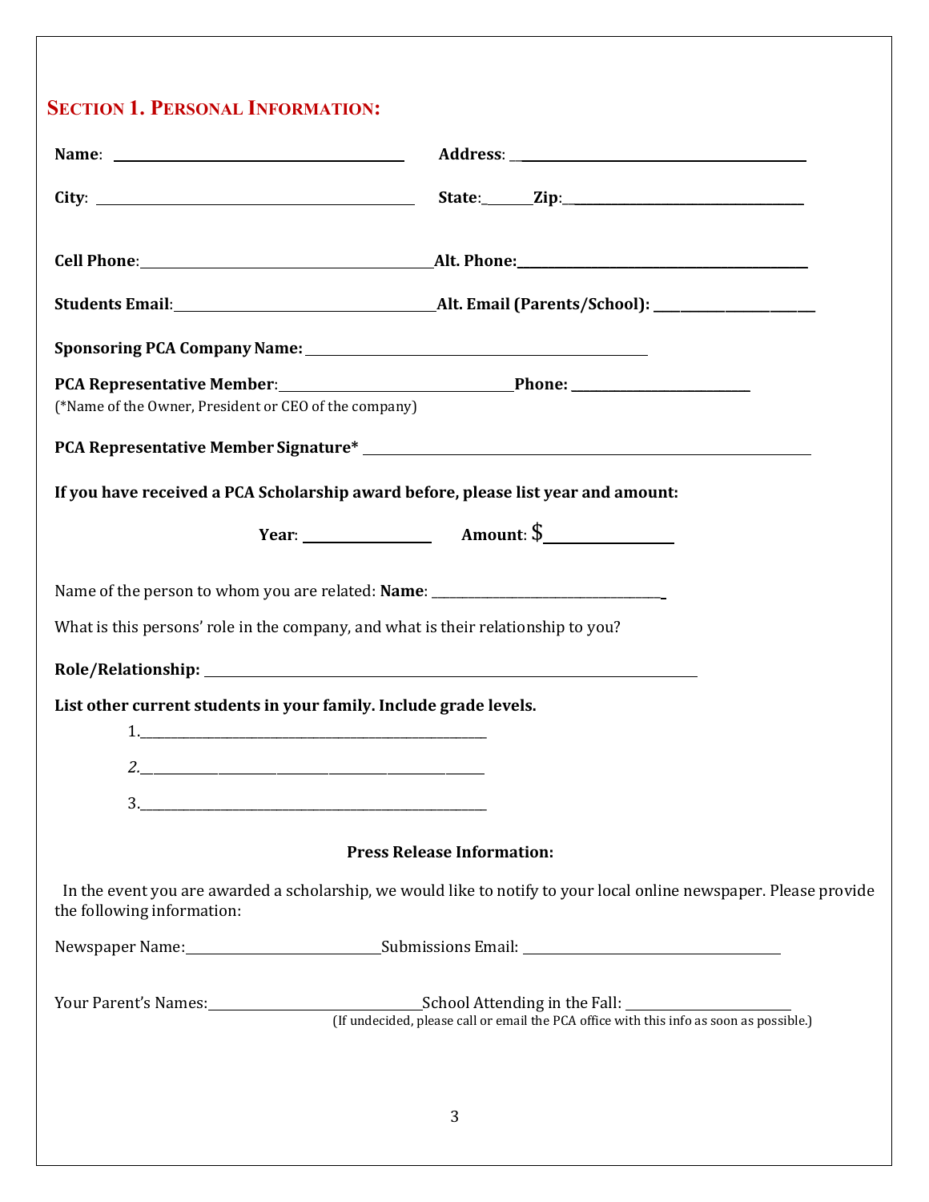## Section 1. Personal Information:

**Name**: ______________________ **Address**: ______________________

**City**: ______________________ **State**:______ **Zip**:______________________

**Cell Phone**:______________________ **Alt. Phone:**______________________

**Students Email**:______________________ **Alt. Email (Parents/School): ______________________**

**Sponsoring PCA Company Name:** ______________________

**PCA Representative Member**:______________________ **Phone: ______________________**

(*Name of the Owner, President or CEO of the company)

**PCA Representative Member Signature*** ______________________

**If you have received a PCA Scholarship award before, please list year and amount:**

**Year**: ______________ **Amount**: $______________

Name of the person to whom you are related: **Name**: ______________________

What is this persons' role in the company, and what is their relationship to you?

**Role/Relationship:** ______________________

**List other current students in your family. Include grade levels.**

1. ______________________
2. ______________________
3. ______________________

**Press Release Information:**

In the event you are awarded a scholarship, we would like to notify to your local online newspaper. Please provide the following information:

Newspaper Name:______________________ Submissions Email: ______________________

Your Parent's Names:______________________ School Attending in the Fall: ______________________

(If undecided, please call or email the PCA office with this info as soon as possible.)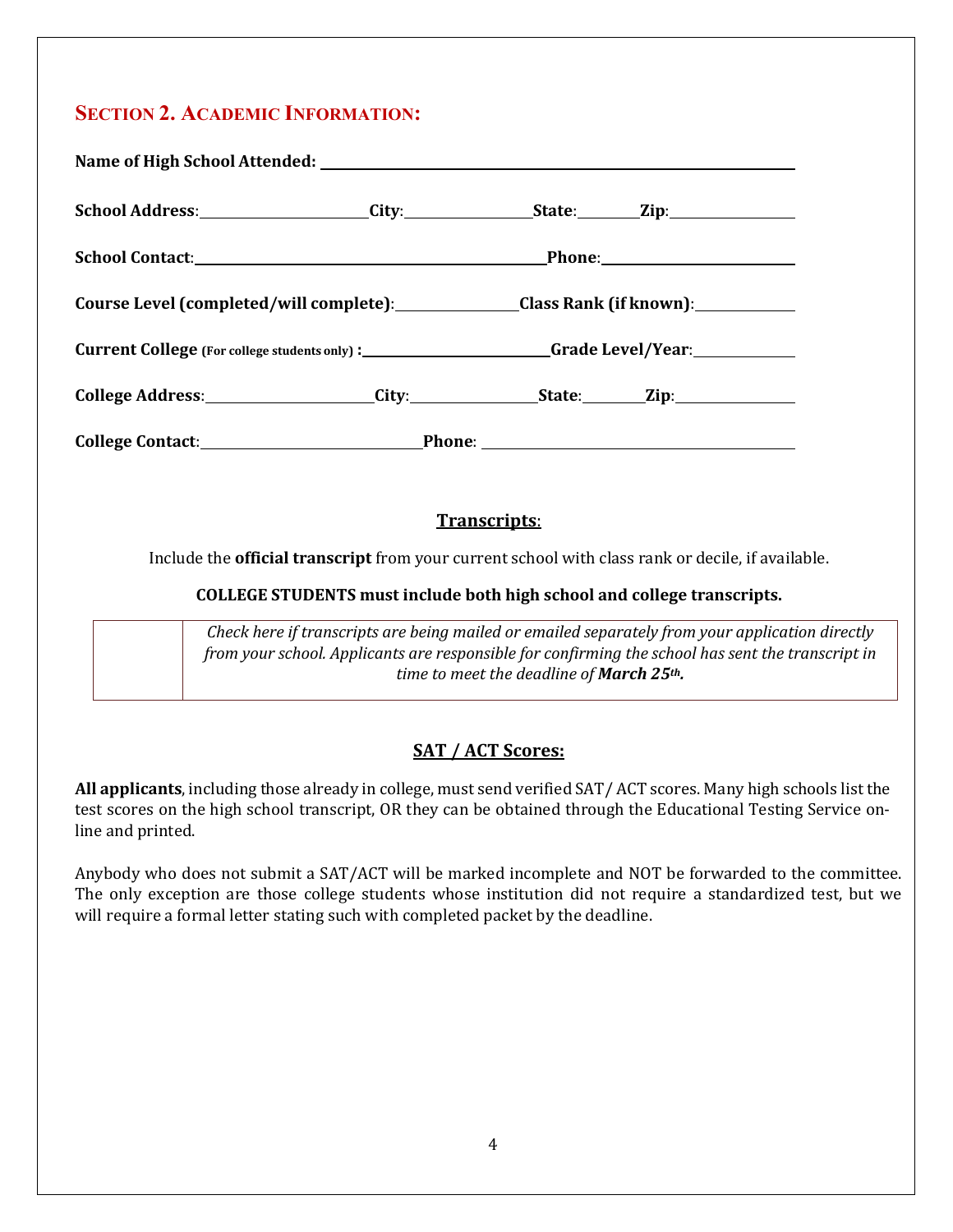## SECTION 2. ACADEMIC INFORMATION:

**Name of High School Attended:** \_\_\_\_\_\_\_\_\_\_\_\_\_\_\_\_\_\_\_\_\_\_\_\_\_\_\_\_\_\_\_\_\_\_\_\_\_\_\_\_

**School Address**: \_\_\_\_\_\_\_\_\_\_\_\_\_\_\_\_ **City**: \_\_\_\_\_\_\_\_\_\_\_\_ **State**: \_\_\_\_\_\_ **Zip**: \_\_\_\_\_\_\_\_\_\_

**School Contact**: \_\_\_\_\_\_\_\_\_\_\_\_\_\_\_\_\_\_\_\_\_\_\_\_\_\_\_\_\_\_\_\_ **Phone**: \_\_\_\_\_\_\_\_\_\_\_\_\_\_\_\_\_\_

**Course Level (completed/will complete)**: \_\_\_\_\_\_\_\_\_\_\_\_ **Class Rank (if known)**: \_\_\_\_\_\_\_\_\_\_

**Current College** **(For college students only)** **:** \_\_\_\_\_\_\_\_\_\_\_\_\_\_\_\_\_\_\_\_ **Grade Level/Year**: \_\_\_\_\_\_\_\_\_\_

**College Address**: \_\_\_\_\_\_\_\_\_\_\_\_\_\_\_\_ **City**: \_\_\_\_\_\_\_\_\_\_\_\_ **State**: \_\_\_\_\_\_ **Zip**: \_\_\_\_\_\_\_\_\_\_

**College Contact**: \_\_\_\_\_\_\_\_\_\_\_\_\_\_\_\_\_\_\_\_\_\_ **Phone**: \_\_\_\_\_\_\_\_\_\_\_\_\_\_\_\_\_\_\_\_\_\_\_\_\_\_\_\_\_\_

### Transcripts:

Include the **official transcript** from your current school with class rank or decile, if available.

**COLLEGE STUDENTS must include both high school and college transcripts.**

| | *Check here if transcripts are being mailed or emailed separately from your application directly from your school. Applicants are responsible for confirming the school has sent the transcript in time to meet the deadline of **March 25th.*** |
|---|---|

### SAT / ACT Scores:

**All applicants**, including those already in college, must send verified SAT/ ACT scores. Many high schools list the test scores on the high school transcript, OR they can be obtained through the Educational Testing Service on-line and printed.

Anybody who does not submit a SAT/ACT will be marked incomplete and NOT be forwarded to the committee. The only exception are those college students whose institution did not require a standardized test, but we will require a formal letter stating such with completed packet by the deadline.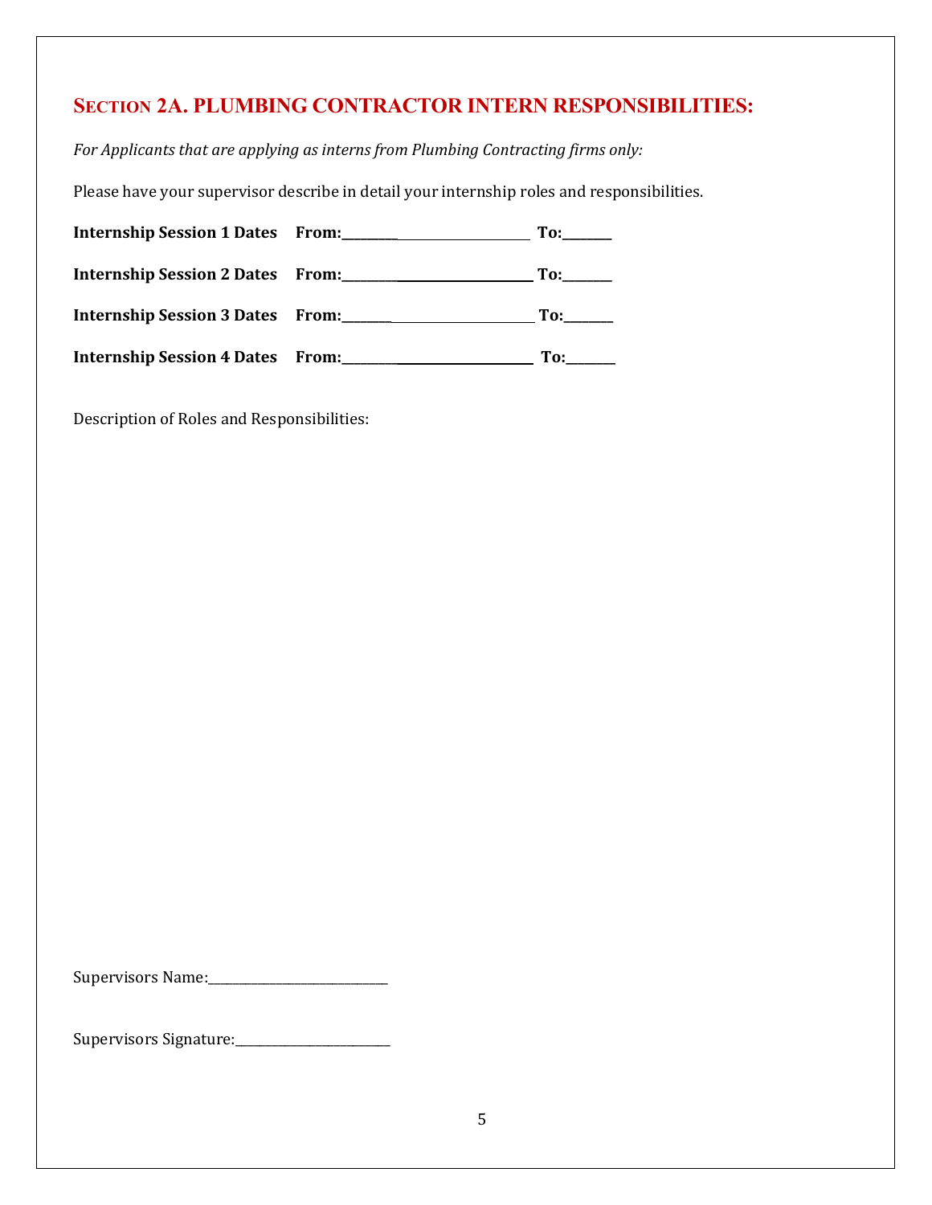## SECTION 2A. PLUMBING CONTRACTOR INTERN RESPONSIBILITIES:

*For Applicants that are applying as interns from Plumbing Contracting firms only:*

Please have your supervisor describe in detail your internship roles and responsibilities.

**Internship Session 1 Dates From:______________________________ To:_______**

**Internship Session 2 Dates From:______________________________ To:_______**

**Internship Session 3 Dates From:______________________________ To:_______**

**Internship Session 4 Dates From:______________________________ To:_______**

Description of Roles and Responsibilities:

Supervisors Name:___________________________

Supervisors Signature:________________________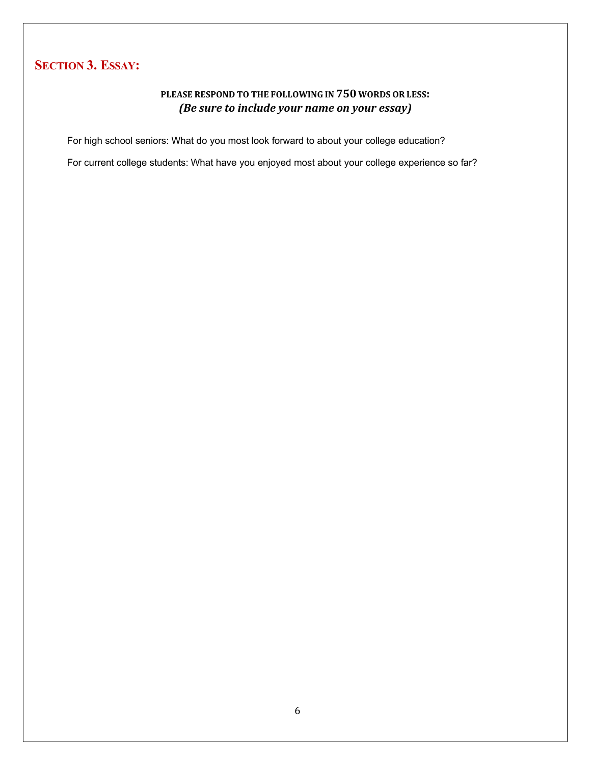## Section 3. Essay:

**PLEASE RESPOND TO THE FOLLOWING IN 750 WORDS OR LESS:**
***(Be sure to include your name on your essay)***

For high school seniors: What do you most look forward to about your college education?

For current college students: What have you enjoyed most about your college experience so far?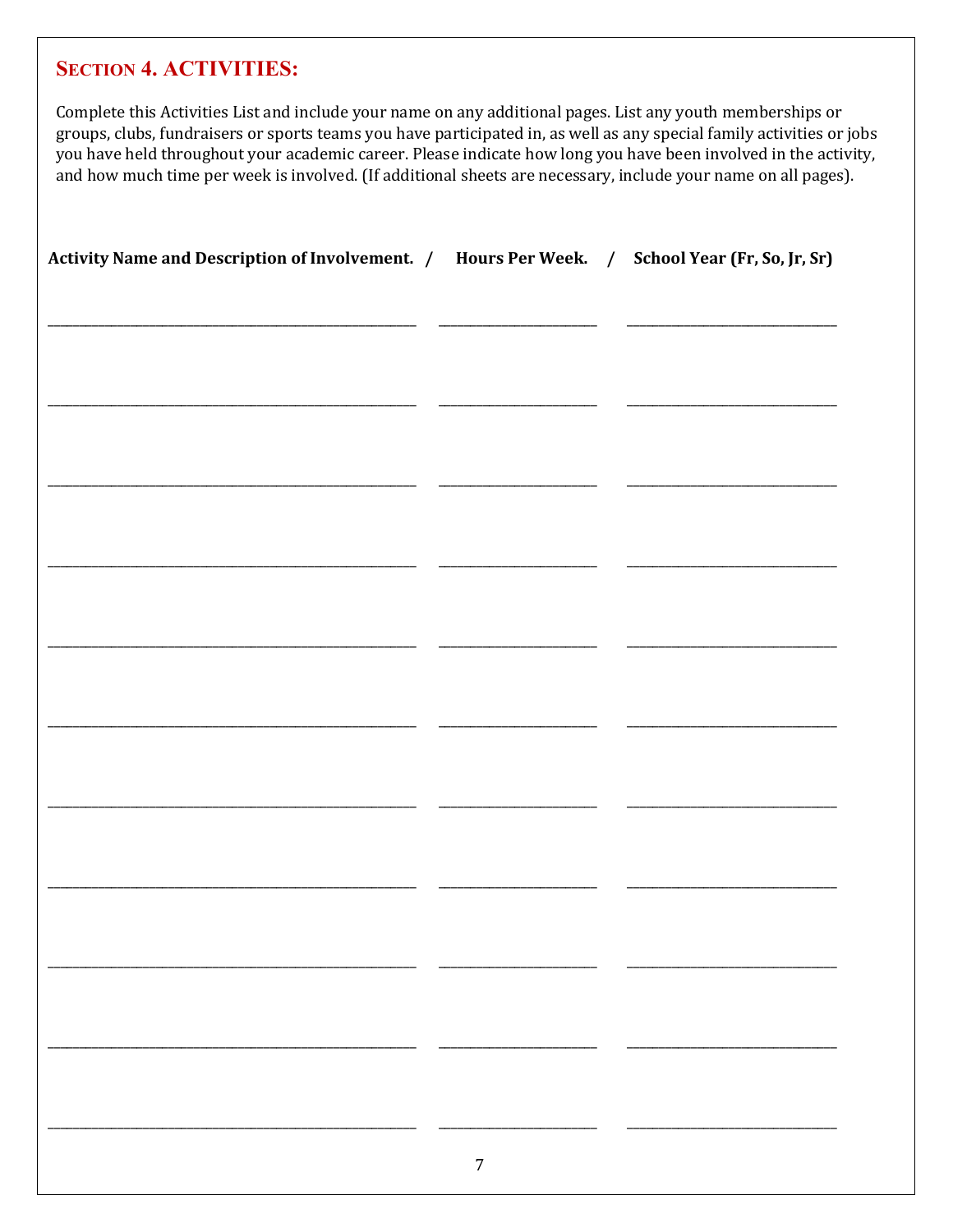## SECTION 4. ACTIVITIES:

Complete this Activities List and include your name on any additional pages. List any youth memberships or groups, clubs, fundraisers or sports teams you have participated in, as well as any special family activities or jobs you have held throughout your academic career. Please indicate how long you have been involved in the activity, and how much time per week is involved. (If additional sheets are necessary, include your name on all pages).

| Activity Name and Description of Involvement. | Hours Per Week. | School Year (Fr, So, Jr, Sr) |
|---|---|---|
| | | |
| | | |
| | | |
| | | |
| | | |
| | | |
| | | |
| | | |
| | | |
| | | |
| | | |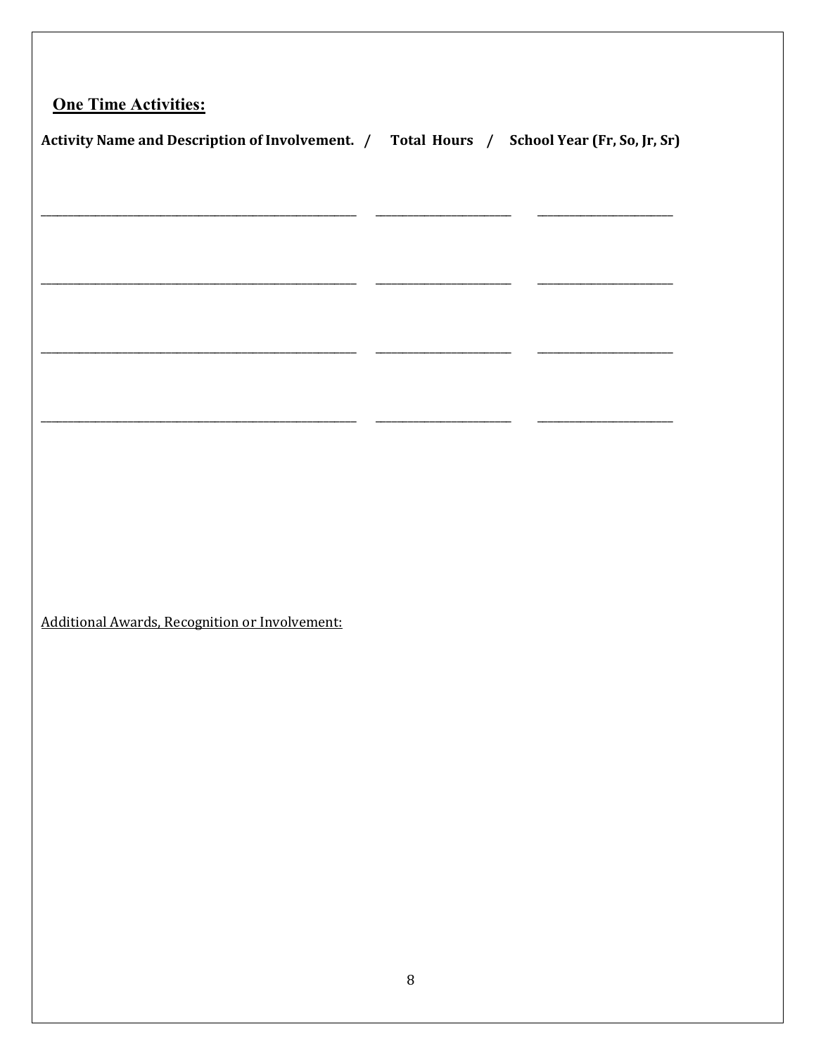## One Time Activities:

**Activity Name and Description of Involvement. / Total Hours / School Year (Fr, So, Jr, Sr)**

| Activity Name and Description of Involvement | Total Hours | School Year (Fr, So, Jr, Sr) |
|---|---|---|
| | | |
| | | |
| | | |
| | | |

Additional Awards, Recognition or Involvement: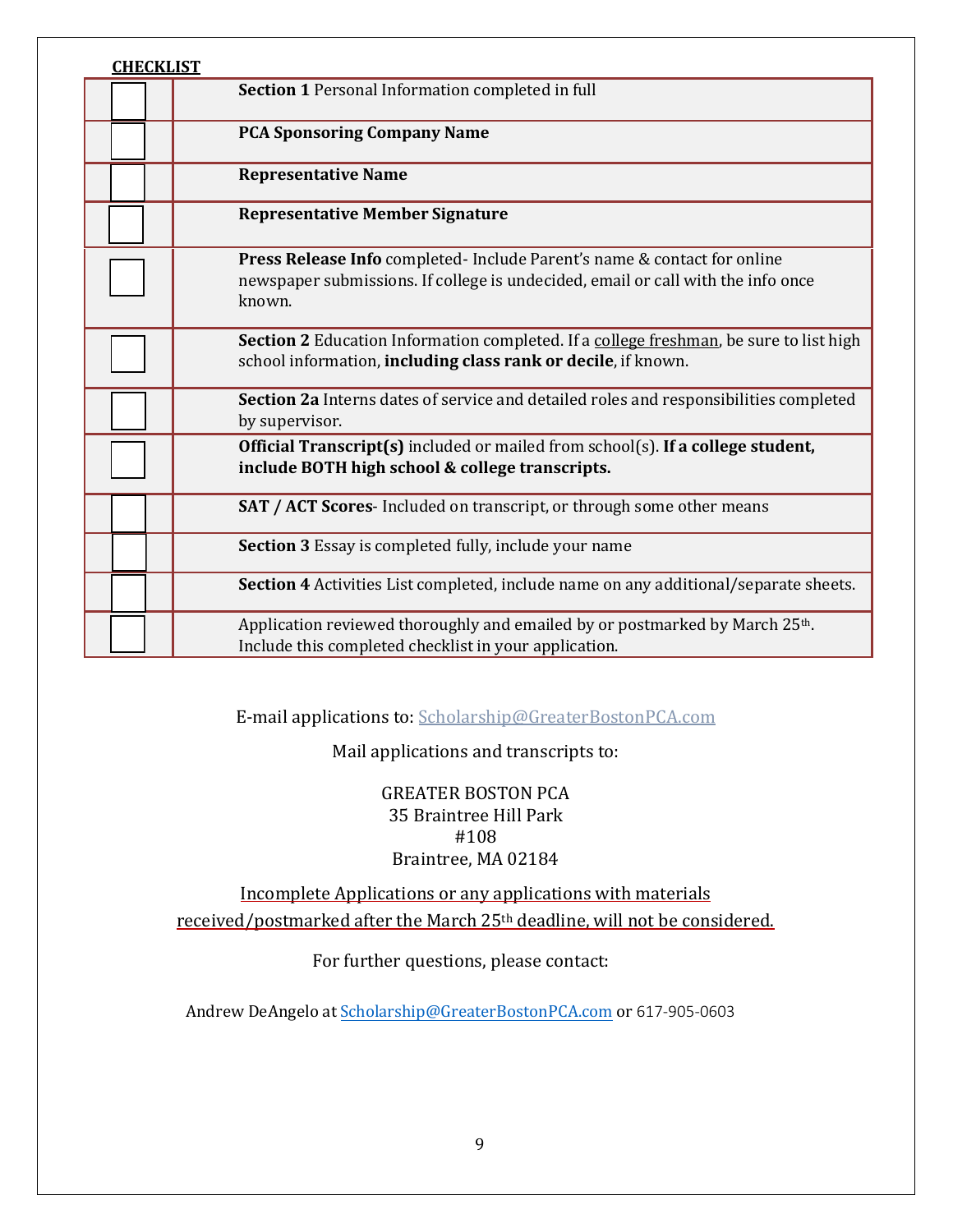**<u>CHECKLIST</u>**

| | |
|---|---|
| ☐ | **Section 1** Personal Information completed in full |
| ☐ | **PCA Sponsoring Company Name** |
| ☐ | **Representative Name** |
| ☐ | **Representative Member Signature** |
| ☐ | **Press Release Info** completed- Include Parent's name & contact for online newspaper submissions. If college is undecided, email or call with the info once known. |
| ☐ | **Section 2** Education Information completed. If a <u>college freshman</u>, be sure to list high school information, **including class rank or decile**, if known. |
| ☐ | **Section 2a** Interns dates of service and detailed roles and responsibilities completed by supervisor. |
| ☐ | **Official Transcript(s)** included or mailed from school(s). **If a college student, include BOTH high school & college transcripts.** |
| ☐ | **SAT / ACT Scores**- Included on transcript, or through some other means |
| ☐ | **Section 3** Essay is completed fully, include your name |
| ☐ | **Section 4** Activities List completed, include name on any additional/separate sheets. |
| ☐ | Application reviewed thoroughly and emailed by or postmarked by March 25th. Include this completed checklist in your application. |

E-mail applications to: Scholarship@GreaterBostonPCA.com

Mail applications and transcripts to:

GREATER BOSTON PCA
35 Braintree Hill Park
#108
Braintree, MA 02184

<u>Incomplete Applications or any applications with materials received/postmarked after the March 25th deadline, will not be considered.</u>

For further questions, please contact:

Andrew DeAngelo at Scholarship@GreaterBostonPCA.com or 617-905-0603